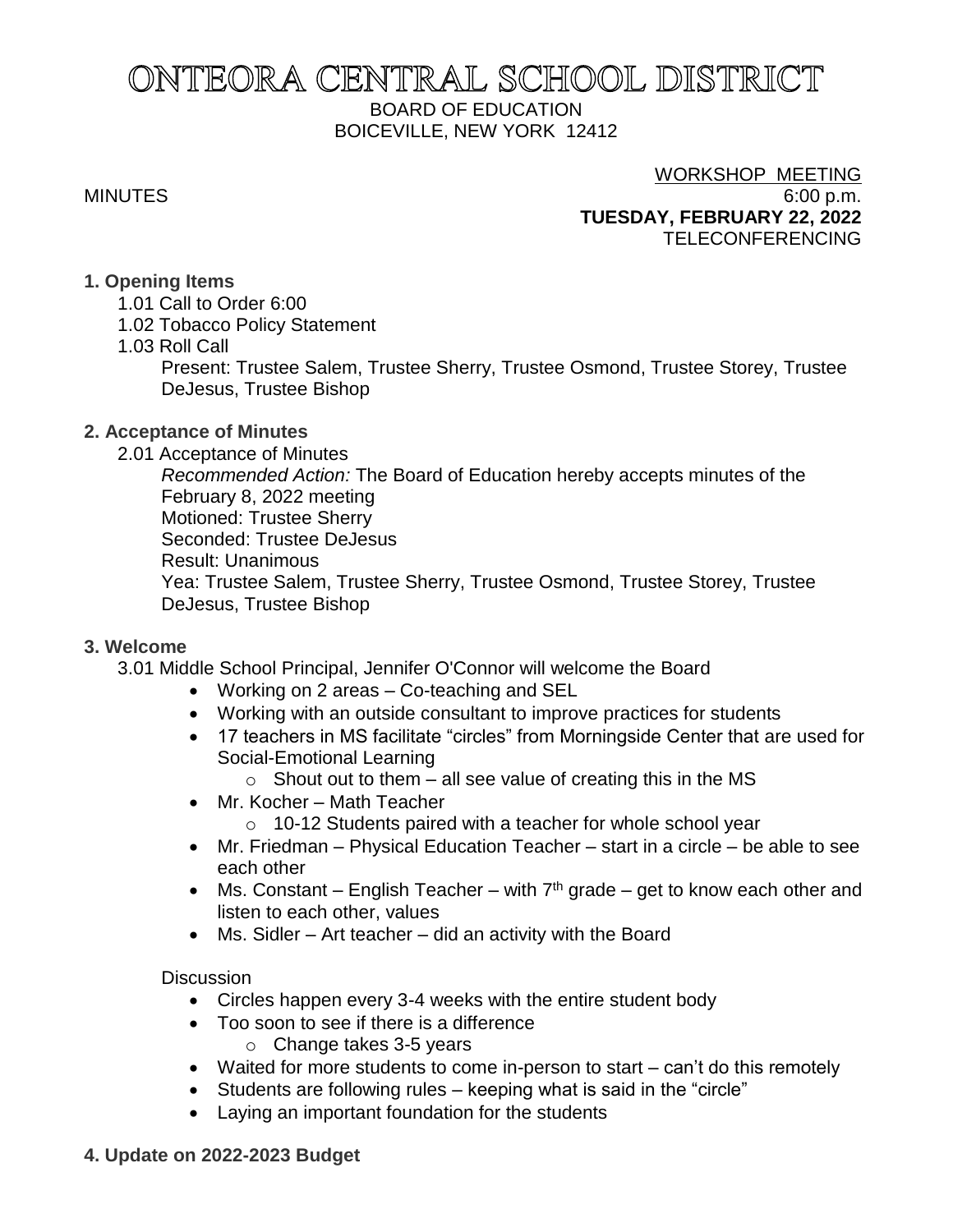# ONTEORA CENTRAL SCHOOL DISTRICT

BOARD OF EDUCATION
BOICEVILLE, NEW YORK 12412

MINUTES

WORKSHOP MEETING
6:00 p.m.
**TUESDAY, FEBRUARY 22, 2022**
TELECONFERENCING

**1. Opening Items**

1.01 Call to Order 6:00

1.02 Tobacco Policy Statement

1.03 Roll Call

Present: Trustee Salem, Trustee Sherry, Trustee Osmond, Trustee Storey, Trustee DeJesus, Trustee Bishop

**2. Acceptance of Minutes**

2.01 Acceptance of Minutes

*Recommended Action:* The Board of Education hereby accepts minutes of the February 8, 2022 meeting
Motioned: Trustee Sherry
Seconded: Trustee DeJesus
Result: Unanimous
Yea: Trustee Salem, Trustee Sherry, Trustee Osmond, Trustee Storey, Trustee DeJesus, Trustee Bishop

**3. Welcome**

3.01 Middle School Principal, Jennifer O'Connor will welcome the Board

- Working on 2 areas – Co-teaching and SEL
- Working with an outside consultant to improve practices for students
- 17 teachers in MS facilitate "circles" from Morningside Center that are used for Social-Emotional Learning
  - Shout out to them – all see value of creating this in the MS
- Mr. Kocher – Math Teacher
  - 10-12 Students paired with a teacher for whole school year
- Mr. Friedman – Physical Education Teacher – start in a circle – be able to see each other
- Ms. Constant – English Teacher – with 7th grade – get to know each other and listen to each other, values
- Ms. Sidler – Art teacher – did an activity with the Board

Discussion

- Circles happen every 3-4 weeks with the entire student body
- Too soon to see if there is a difference
  - Change takes 3-5 years
- Waited for more students to come in-person to start – can't do this remotely
- Students are following rules – keeping what is said in the "circle"
- Laying an important foundation for the students

**4. Update on 2022-2023 Budget**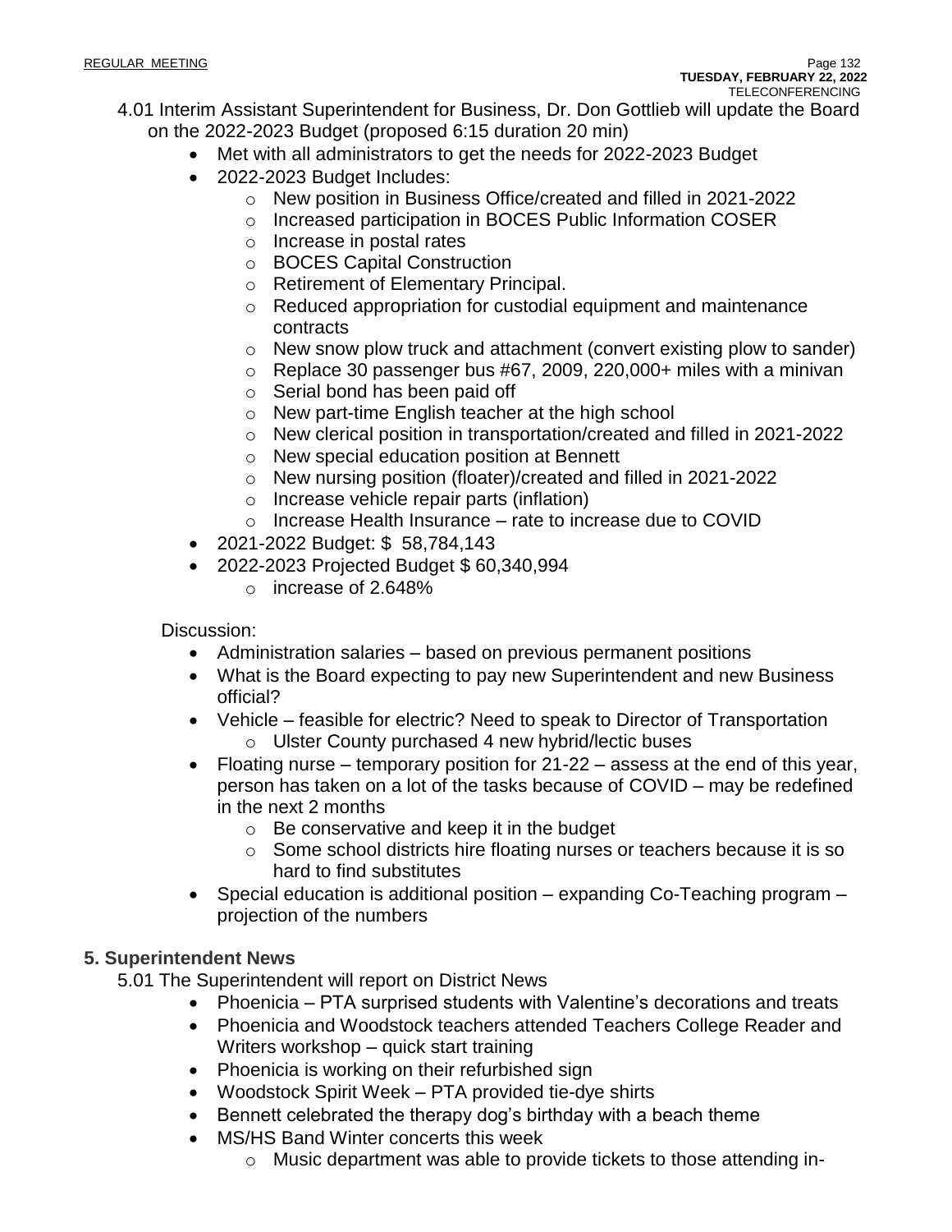4.01 Interim Assistant Superintendent for Business, Dr. Don Gottlieb will update the Board on the 2022-2023 Budget (proposed 6:15 duration 20 min)

- Met with all administrators to get the needs for 2022-2023 Budget
- 2022-2023 Budget Includes:
  - New position in Business Office/created and filled in 2021-2022
  - Increased participation in BOCES Public Information COSER
  - Increase in postal rates
  - BOCES Capital Construction
  - Retirement of Elementary Principal.
  - Reduced appropriation for custodial equipment and maintenance contracts
  - New snow plow truck and attachment (convert existing plow to sander)
  - Replace 30 passenger bus #67, 2009, 220,000+ miles with a minivan
  - Serial bond has been paid off
  - New part-time English teacher at the high school
  - New clerical position in transportation/created and filled in 2021-2022
  - New special education position at Bennett
  - New nursing position (floater)/created and filled in 2021-2022
  - Increase vehicle repair parts (inflation)
  - Increase Health Insurance – rate to increase due to COVID
- 2021-2022 Budget: $ 58,784,143
- 2022-2023 Projected Budget $ 60,340,994
  - increase of 2.648%

Discussion:

- Administration salaries – based on previous permanent positions
- What is the Board expecting to pay new Superintendent and new Business official?
- Vehicle – feasible for electric? Need to speak to Director of Transportation
  - Ulster County purchased 4 new hybrid/lectic buses
- Floating nurse – temporary position for 21-22 – assess at the end of this year, person has taken on a lot of the tasks because of COVID – may be redefined in the next 2 months
  - Be conservative and keep it in the budget
  - Some school districts hire floating nurses or teachers because it is so hard to find substitutes
- Special education is additional position – expanding Co-Teaching program – projection of the numbers

## 5. Superintendent News

5.01 The Superintendent will report on District News

- Phoenicia – PTA surprised students with Valentine's decorations and treats
- Phoenicia and Woodstock teachers attended Teachers College Reader and Writers workshop – quick start training
- Phoenicia is working on their refurbished sign
- Woodstock Spirit Week – PTA provided tie-dye shirts
- Bennett celebrated the therapy dog's birthday with a beach theme
- MS/HS Band Winter concerts this week
  - Music department was able to provide tickets to those attending in-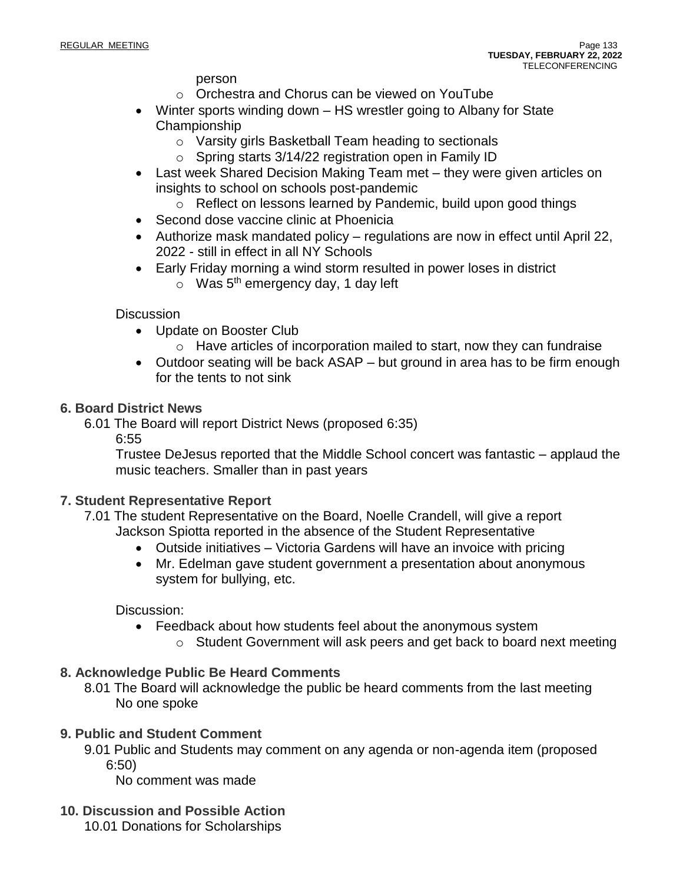person

- Orchestra and Chorus can be viewed on YouTube
- Winter sports winding down – HS wrestler going to Albany for State Championship
  - Varsity girls Basketball Team heading to sectionals
  - Spring starts 3/14/22 registration open in Family ID
- Last week Shared Decision Making Team met – they were given articles on insights to school on schools post-pandemic
  - Reflect on lessons learned by Pandemic, build upon good things
- Second dose vaccine clinic at Phoenicia
- Authorize mask mandated policy – regulations are now in effect until April 22, 2022 - still in effect in all NY Schools
- Early Friday morning a wind storm resulted in power loses in district
  - Was 5th emergency day, 1 day left

Discussion

- Update on Booster Club
  - Have articles of incorporation mailed to start, now they can fundraise
- Outdoor seating will be back ASAP – but ground in area has to be firm enough for the tents to not sink

**6. Board District News**

6.01 The Board will report District News (proposed 6:35)

6:55

Trustee DeJesus reported that the Middle School concert was fantastic – applaud the music teachers. Smaller than in past years

**7. Student Representative Report**

7.01 The student Representative on the Board, Noelle Crandell, will give a report

Jackson Spiotta reported in the absence of the Student Representative

- Outside initiatives – Victoria Gardens will have an invoice with pricing
- Mr. Edelman gave student government a presentation about anonymous system for bullying, etc.

Discussion:

- Feedback about how students feel about the anonymous system
  - Student Government will ask peers and get back to board next meeting

**8. Acknowledge Public Be Heard Comments**

8.01 The Board will acknowledge the public be heard comments from the last meeting

No one spoke

**9. Public and Student Comment**

9.01 Public and Students may comment on any agenda or non-agenda item (proposed 6:50)

No comment was made

**10. Discussion and Possible Action**

10.01 Donations for Scholarships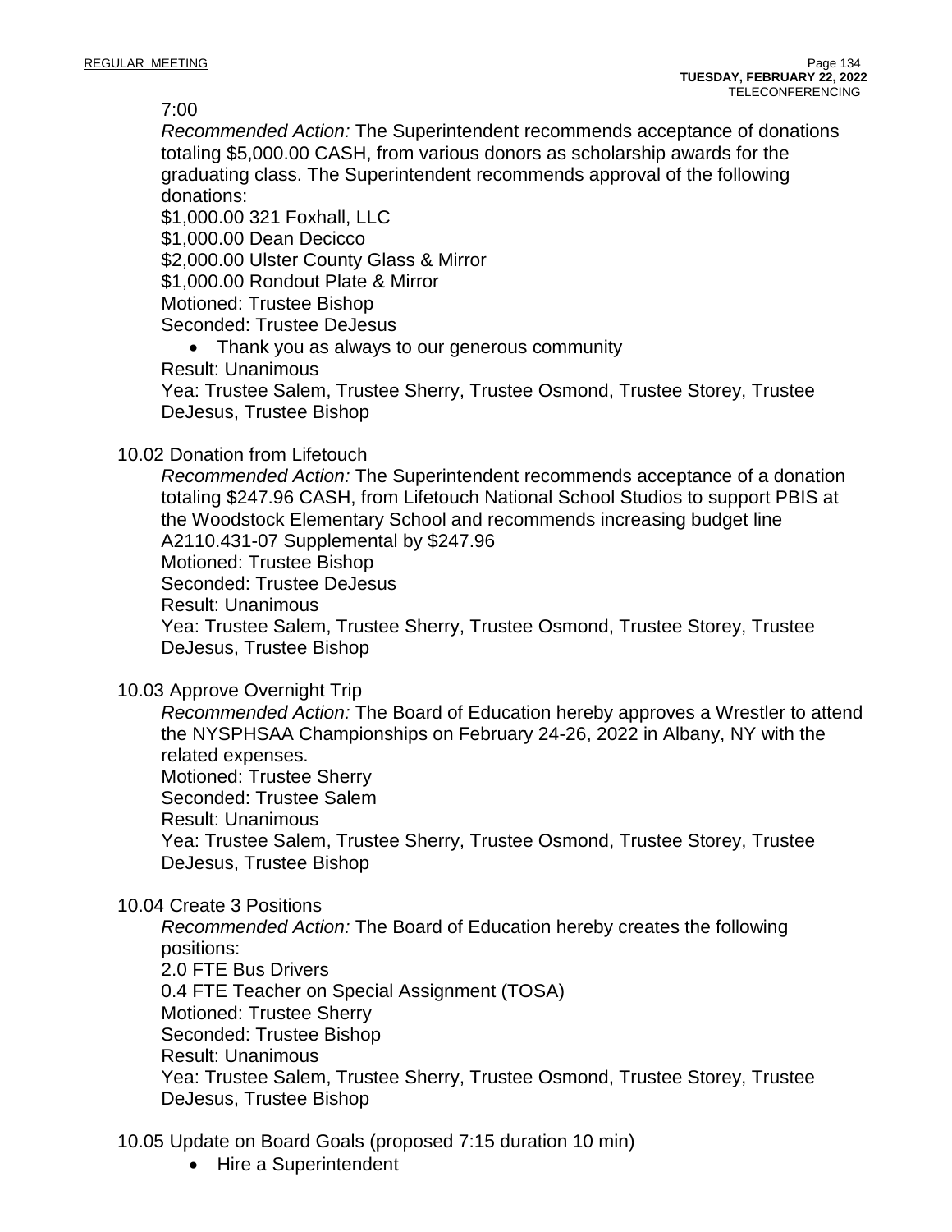7:00

*Recommended Action:* The Superintendent recommends acceptance of donations totaling $5,000.00 CASH, from various donors as scholarship awards for the graduating class. The Superintendent recommends approval of the following donations:

$1,000.00 321 Foxhall, LLC
$1,000.00 Dean Decicco
$2,000.00 Ulster County Glass & Mirror
$1,000.00 Rondout Plate & Mirror
Motioned: Trustee Bishop
Seconded: Trustee DeJesus

- Thank you as always to our generous community

Result: Unanimous
Yea: Trustee Salem, Trustee Sherry, Trustee Osmond, Trustee Storey, Trustee DeJesus, Trustee Bishop

10.02 Donation from Lifetouch

*Recommended Action:* The Superintendent recommends acceptance of a donation totaling $247.96 CASH, from Lifetouch National School Studios to support PBIS at the Woodstock Elementary School and recommends increasing budget line A2110.431-07 Supplemental by $247.96
Motioned: Trustee Bishop
Seconded: Trustee DeJesus
Result: Unanimous
Yea: Trustee Salem, Trustee Sherry, Trustee Osmond, Trustee Storey, Trustee DeJesus, Trustee Bishop

10.03 Approve Overnight Trip

*Recommended Action:* The Board of Education hereby approves a Wrestler to attend the NYSPHSAA Championships on February 24-26, 2022 in Albany, NY with the related expenses.
Motioned: Trustee Sherry
Seconded: Trustee Salem
Result: Unanimous
Yea: Trustee Salem, Trustee Sherry, Trustee Osmond, Trustee Storey, Trustee DeJesus, Trustee Bishop

10.04 Create 3 Positions

*Recommended Action:* The Board of Education hereby creates the following positions:
2.0 FTE Bus Drivers
0.4 FTE Teacher on Special Assignment (TOSA)
Motioned: Trustee Sherry
Seconded: Trustee Bishop
Result: Unanimous
Yea: Trustee Salem, Trustee Sherry, Trustee Osmond, Trustee Storey, Trustee DeJesus, Trustee Bishop

10.05 Update on Board Goals (proposed 7:15 duration 10 min)

- Hire a Superintendent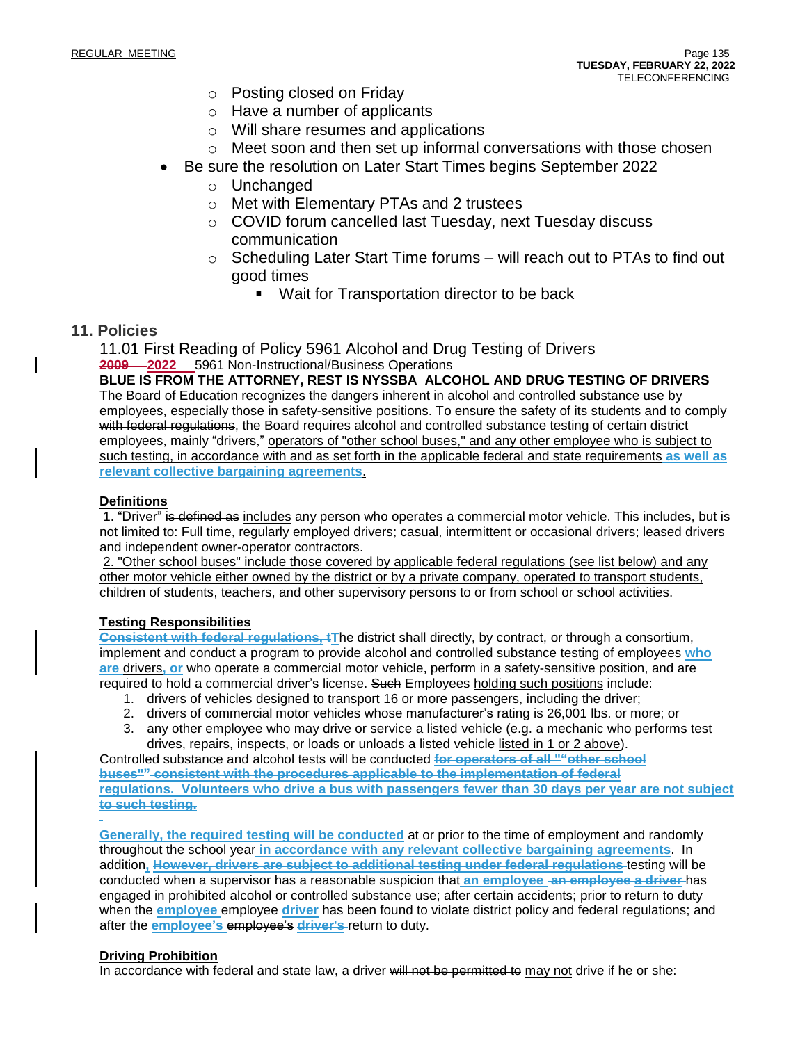- Posting closed on Friday
- Have a number of applicants
- Will share resumes and applications
- Meet soon and then set up informal conversations with those chosen

- Be sure the resolution on Later Start Times begins September 2022
  - Unchanged
  - Met with Elementary PTAs and 2 trustees
  - COVID forum cancelled last Tuesday, next Tuesday discuss communication
  - Scheduling Later Start Time forums – will reach out to PTAs to find out good times
    - Wait for Transportation director to be back

## 11. Policies

11.01 First Reading of Policy 5961 Alcohol and Drug Testing of Drivers

~~2009~~ **2022** 5961 Non-Instructional/Business Operations

**BLUE IS FROM THE ATTORNEY, REST IS NYSSBA ALCOHOL AND DRUG TESTING OF DRIVERS**

The Board of Education recognizes the dangers inherent in alcohol and controlled substance use by employees, especially those in safety-sensitive positions. To ensure the safety of its students ~~and to comply with federal regulations~~, the Board requires alcohol and controlled substance testing of certain district employees, mainly "drivers," operators of "other school buses," and any other employee who is subject to such testing, in accordance with and as set forth in the applicable federal and state requirements **as well as relevant collective bargaining agreements**.

**Definitions**

1. "Driver" ~~is defined as~~ includes any person who operates a commercial motor vehicle. This includes, but is not limited to: Full time, regularly employed drivers; casual, intermittent or occasional drivers; leased drivers and independent owner-operator contractors.

2. "Other school buses" include those covered by applicable federal regulations (see list below) and any other motor vehicle either owned by the district or by a private company, operated to transport students, children of students, teachers, and other supervisory persons to or from school or school activities.

**Testing Responsibilities**

~~**Consistent with federal regulations, t**~~The district shall directly, by contract, or through a consortium, implement and conduct a program to provide alcohol and controlled substance testing of employees **who are** drivers**, or** who operate a commercial motor vehicle, perform in a safety-sensitive position, and are required to hold a commercial driver's license. ~~Such~~ Employees holding such positions include:

1. drivers of vehicles designed to transport 16 or more passengers, including the driver;
2. drivers of commercial motor vehicles whose manufacturer's rating is 26,001 lbs. or more; or
3. any other employee who may drive or service a listed vehicle (e.g. a mechanic who performs test drives, repairs, inspects, or loads or unloads a ~~listed~~ vehicle listed in 1 or 2 above).

Controlled substance and alcohol tests will be conducted ~~**for operators of all ""other school buses"" consistent with the procedures applicable to the implementation of federal regulations. Volunteers who drive a bus with passengers fewer than 30 days per year are not subject to such testing.**~~

~~**Generally, the required testing will be conducted**~~ at or prior to the time of employment and randomly throughout the school year **in accordance with any relevant collective bargaining agreements**. In addition**,** ~~**However, drivers are subject to additional testing under federal regulations**~~ testing will be conducted when a supervisor has a reasonable suspicion that **an employee** ~~**an employee a driver**~~ has engaged in prohibited alcohol or controlled substance use; after certain accidents; prior to return to duty when the **employee** ~~employee~~ ~~**driver**~~ has been found to violate district policy and federal regulations; and after the **employee's** ~~employee's~~ ~~**driver's**~~ return to duty.

**Driving Prohibition**

In accordance with federal and state law, a driver ~~will not be permitted to~~ may not drive if he or she: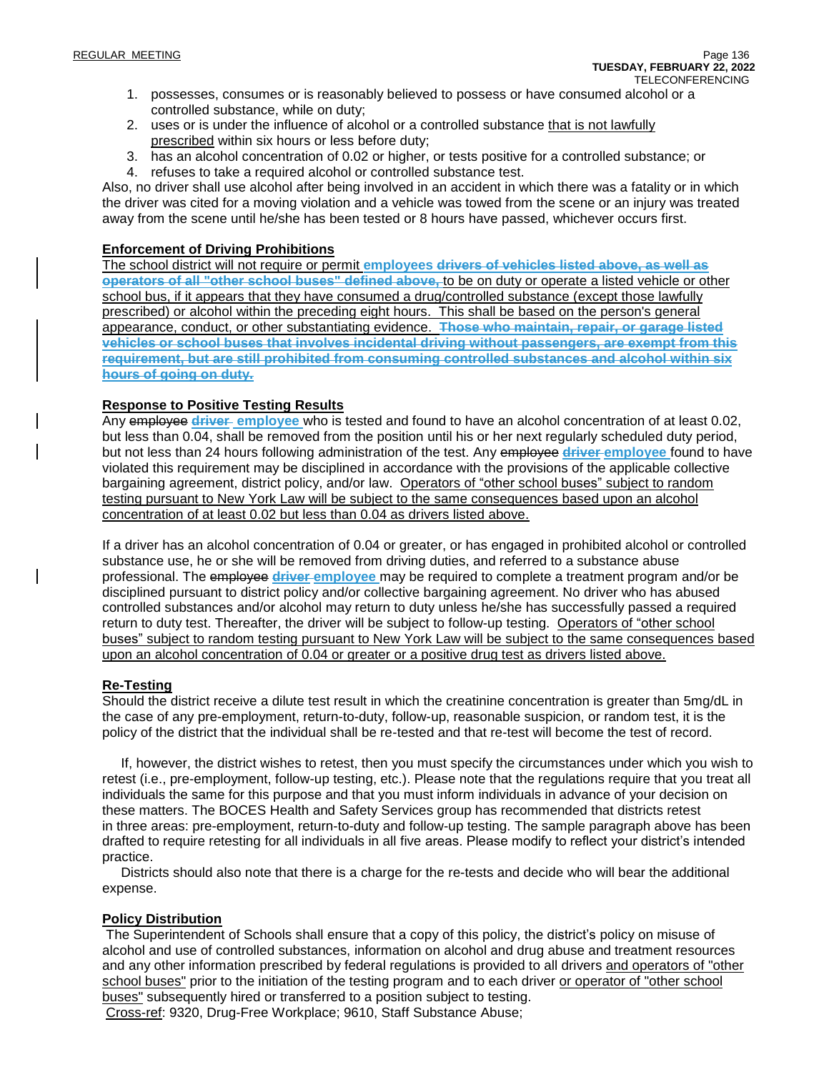1. possesses, consumes or is reasonably believed to possess or have consumed alcohol or a controlled substance, while on duty;
2. uses or is under the influence of alcohol or a controlled substance that is not lawfully prescribed within six hours or less before duty;
3. has an alcohol concentration of 0.02 or higher, or tests positive for a controlled substance; or
4. refuses to take a required alcohol or controlled substance test.

Also, no driver shall use alcohol after being involved in an accident in which there was a fatality or in which the driver was cited for a moving violation and a vehicle was towed from the scene or an injury was treated away from the scene until he/she has been tested or 8 hours have passed, whichever occurs first.

**Enforcement of Driving Prohibitions**

The school district will not require or permit **employees** ~~drivers of vehicles listed above, as well as operators of all "other school buses" defined above,~~ to be on duty or operate a listed vehicle or other school bus, if it appears that they have consumed a drug/controlled substance (except those lawfully prescribed) or alcohol within the preceding eight hours. This shall be based on the person's general appearance, conduct, or other substantiating evidence. ~~Those who maintain, repair, or garage listed vehicles or school buses that involves incidental driving without passengers, are exempt from this requirement, but are still prohibited from consuming controlled substances and alcohol within six hours of going on duty.~~

**Response to Positive Testing Results**

Any ~~employee~~ ~~driver~~ **employee** who is tested and found to have an alcohol concentration of at least 0.02, but less than 0.04, shall be removed from the position until his or her next regularly scheduled duty period, but not less than 24 hours following administration of the test. Any ~~employee~~ ~~driver~~ **employee** found to have violated this requirement may be disciplined in accordance with the provisions of the applicable collective bargaining agreement, district policy, and/or law. Operators of "other school buses" subject to random testing pursuant to New York Law will be subject to the same consequences based upon an alcohol concentration of at least 0.02 but less than 0.04 as drivers listed above.

If a driver has an alcohol concentration of 0.04 or greater, or has engaged in prohibited alcohol or controlled substance use, he or she will be removed from driving duties, and referred to a substance abuse professional. The ~~employee~~ ~~driver~~ **employee** may be required to complete a treatment program and/or be disciplined pursuant to district policy and/or collective bargaining agreement. No driver who has abused controlled substances and/or alcohol may return to duty unless he/she has successfully passed a required return to duty test. Thereafter, the driver will be subject to follow-up testing. Operators of "other school buses" subject to random testing pursuant to New York Law will be subject to the same consequences based upon an alcohol concentration of 0.04 or greater or a positive drug test as drivers listed above.

**Re-Testing**

Should the district receive a dilute test result in which the creatinine concentration is greater than 5mg/dL in the case of any pre-employment, return-to-duty, follow-up, reasonable suspicion, or random test, it is the policy of the district that the individual shall be re-tested and that re-test will become the test of record.

If, however, the district wishes to retest, then you must specify the circumstances under which you wish to retest (i.e., pre-employment, follow-up testing, etc.). Please note that the regulations require that you treat all individuals the same for this purpose and that you must inform individuals in advance of your decision on these matters. The BOCES Health and Safety Services group has recommended that districts retest in three areas: pre-employment, return-to-duty and follow-up testing. The sample paragraph above has been drafted to require retesting for all individuals in all five areas. Please modify to reflect your district's intended practice.

Districts should also note that there is a charge for the re-tests and decide who will bear the additional expense.

**Policy Distribution**

The Superintendent of Schools shall ensure that a copy of this policy, the district's policy on misuse of alcohol and use of controlled substances, information on alcohol and drug abuse and treatment resources and any other information prescribed by federal regulations is provided to all drivers and operators of "other school buses" prior to the initiation of the testing program and to each driver or operator of "other school buses" subsequently hired or transferred to a position subject to testing.

Cross-ref: 9320, Drug-Free Workplace; 9610, Staff Substance Abuse;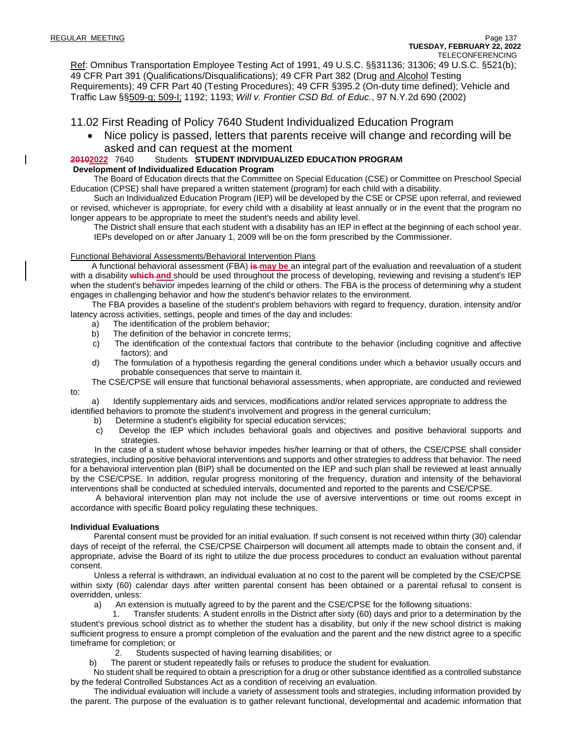Ref: Omnibus Transportation Employee Testing Act of 1991, 49 U.S.C. §§31136; 31306; 49 U.S.C. §521(b); 49 CFR Part 391 (Qualifications/Disqualifications); 49 CFR Part 382 (Drug and Alcohol Testing Requirements); 49 CFR Part 40 (Testing Procedures); 49 CFR §395.2 (On-duty time defined); Vehicle and Traffic Law §§509-g; 509-l; 1192; 1193; *Will v. Frontier CSD Bd. of Educ.*, 97 N.Y.2d 690 (2002)

## 11.02 First Reading of Policy 7640 Student Individualized Education Program

- Nice policy is passed, letters that parents receive will change and recording will be asked and can request at the moment

~~2010~~**2022** 7640 Students **STUDENT INDIVIDUALIZED EDUCATION PROGRAM**

**Development of Individualized Education Program**

The Board of Education directs that the Committee on Special Education (CSE) or Committee on Preschool Special Education (CPSE) shall have prepared a written statement (program) for each child with a disability.

Such an Individualized Education Program (IEP) will be developed by the CSE or CPSE upon referral, and reviewed or revised, whichever is appropriate, for every child with a disability at least annually or in the event that the program no longer appears to be appropriate to meet the student's needs and ability level.

The District shall ensure that each student with a disability has an IEP in effect at the beginning of each school year. IEPs developed on or after January 1, 2009 will be on the form prescribed by the Commissioner.

Functional Behavioral Assessments/Behavioral Intervention Plans

A functional behavioral assessment (FBA) ~~is~~ **may be** an integral part of the evaluation and reevaluation of a student with a disability ~~which~~ **and** should be used throughout the process of developing, reviewing and revising a student's IEP when the student's behavior impedes learning of the child or others. The FBA is the process of determining why a student engages in challenging behavior and how the student's behavior relates to the environment.

The FBA provides a baseline of the student's problem behaviors with regard to frequency, duration, intensity and/or latency across activities, settings, people and times of the day and includes:

a) The identification of the problem behavior;
b) The definition of the behavior in concrete terms;
c) The identification of the contextual factors that contribute to the behavior (including cognitive and affective factors); and
d) The formulation of a hypothesis regarding the general conditions under which a behavior usually occurs and probable consequences that serve to maintain it.

The CSE/CPSE will ensure that functional behavioral assessments, when appropriate, are conducted and reviewed to:

a) Identify supplementary aids and services, modifications and/or related services appropriate to address the identified behaviors to promote the student's involvement and progress in the general curriculum;
b) Determine a student's eligibility for special education services;
c) Develop the IEP which includes behavioral goals and objectives and positive behavioral supports and strategies.

In the case of a student whose behavior impedes his/her learning or that of others, the CSE/CPSE shall consider strategies, including positive behavioral interventions and supports and other strategies to address that behavior. The need for a behavioral intervention plan (BIP) shall be documented on the IEP and such plan shall be reviewed at least annually by the CSE/CPSE. In addition, regular progress monitoring of the frequency, duration and intensity of the behavioral interventions shall be conducted at scheduled intervals, documented and reported to the parents and CSE/CPSE.

A behavioral intervention plan may not include the use of aversive interventions or time out rooms except in accordance with specific Board policy regulating these techniques.

**Individual Evaluations**

Parental consent must be provided for an initial evaluation. If such consent is not received within thirty (30) calendar days of receipt of the referral, the CSE/CPSE Chairperson will document all attempts made to obtain the consent and, if appropriate, advise the Board of its right to utilize the due process procedures to conduct an evaluation without parental consent.

Unless a referral is withdrawn, an individual evaluation at no cost to the parent will be completed by the CSE/CPSE within sixty (60) calendar days after written parental consent has been obtained or a parental refusal to consent is overridden, unless:

a) An extension is mutually agreed to by the parent and the CSE/CPSE for the following situations:
   1. Transfer students: A student enrolls in the District after sixty (60) days and prior to a determination by the student's previous school district as to whether the student has a disability, but only if the new school district is making sufficient progress to ensure a prompt completion of the evaluation and the parent and the new district agree to a specific timeframe for completion; or
   2. Students suspected of having learning disabilities; or
b) The parent or student repeatedly fails or refuses to produce the student for evaluation.

No student shall be required to obtain a prescription for a drug or other substance identified as a controlled substance by the federal Controlled Substances Act as a condition of receiving an evaluation.

The individual evaluation will include a variety of assessment tools and strategies, including information provided by the parent. The purpose of the evaluation is to gather relevant functional, developmental and academic information that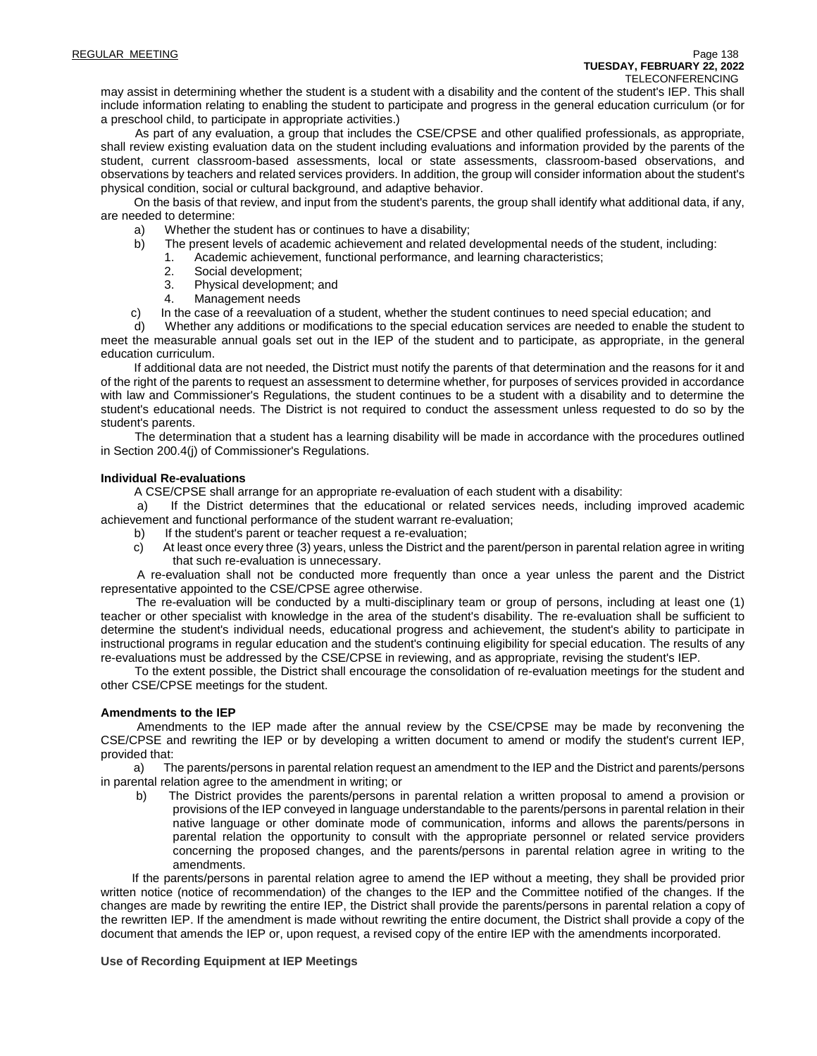may assist in determining whether the student is a student with a disability and the content of the student's IEP. This shall include information relating to enabling the student to participate and progress in the general education curriculum (or for a preschool child, to participate in appropriate activities.)

As part of any evaluation, a group that includes the CSE/CPSE and other qualified professionals, as appropriate, shall review existing evaluation data on the student including evaluations and information provided by the parents of the student, current classroom-based assessments, local or state assessments, classroom-based observations, and observations by teachers and related services providers. In addition, the group will consider information about the student's physical condition, social or cultural background, and adaptive behavior.

On the basis of that review, and input from the student's parents, the group shall identify what additional data, if any, are needed to determine:

a) Whether the student has or continues to have a disability;

b) The present levels of academic achievement and related developmental needs of the student, including:
   1. Academic achievement, functional performance, and learning characteristics;
   2. Social development;
   3. Physical development; and
   4. Management needs

c) In the case of a reevaluation of a student, whether the student continues to need special education; and

d) Whether any additions or modifications to the special education services are needed to enable the student to meet the measurable annual goals set out in the IEP of the student and to participate, as appropriate, in the general education curriculum.

If additional data are not needed, the District must notify the parents of that determination and the reasons for it and of the right of the parents to request an assessment to determine whether, for purposes of services provided in accordance with law and Commissioner's Regulations, the student continues to be a student with a disability and to determine the student's educational needs. The District is not required to conduct the assessment unless requested to do so by the student's parents.

The determination that a student has a learning disability will be made in accordance with the procedures outlined in Section 200.4(j) of Commissioner's Regulations.

**Individual Re-evaluations**

A CSE/CPSE shall arrange for an appropriate re-evaluation of each student with a disability:

a) If the District determines that the educational or related services needs, including improved academic achievement and functional performance of the student warrant re-evaluation;

b) If the student's parent or teacher request a re-evaluation;

c) At least once every three (3) years, unless the District and the parent/person in parental relation agree in writing that such re-evaluation is unnecessary.

A re-evaluation shall not be conducted more frequently than once a year unless the parent and the District representative appointed to the CSE/CPSE agree otherwise.

The re-evaluation will be conducted by a multi-disciplinary team or group of persons, including at least one (1) teacher or other specialist with knowledge in the area of the student's disability. The re-evaluation shall be sufficient to determine the student's individual needs, educational progress and achievement, the student's ability to participate in instructional programs in regular education and the student's continuing eligibility for special education. The results of any re-evaluations must be addressed by the CSE/CPSE in reviewing, and as appropriate, revising the student's IEP.

To the extent possible, the District shall encourage the consolidation of re-evaluation meetings for the student and other CSE/CPSE meetings for the student.

**Amendments to the IEP**

Amendments to the IEP made after the annual review by the CSE/CPSE may be made by reconvening the CSE/CPSE and rewriting the IEP or by developing a written document to amend or modify the student's current IEP, provided that:

a) The parents/persons in parental relation request an amendment to the IEP and the District and parents/persons in parental relation agree to the amendment in writing; or

b) The District provides the parents/persons in parental relation a written proposal to amend a provision or provisions of the IEP conveyed in language understandable to the parents/persons in parental relation in their native language or other dominate mode of communication, informs and allows the parents/persons in parental relation the opportunity to consult with the appropriate personnel or related service providers concerning the proposed changes, and the parents/persons in parental relation agree in writing to the amendments.

If the parents/persons in parental relation agree to amend the IEP without a meeting, they shall be provided prior written notice (notice of recommendation) of the changes to the IEP and the Committee notified of the changes. If the changes are made by rewriting the entire IEP, the District shall provide the parents/persons in parental relation a copy of the rewritten IEP. If the amendment is made without rewriting the entire document, the District shall provide a copy of the document that amends the IEP or, upon request, a revised copy of the entire IEP with the amendments incorporated.

**Use of Recording Equipment at IEP Meetings**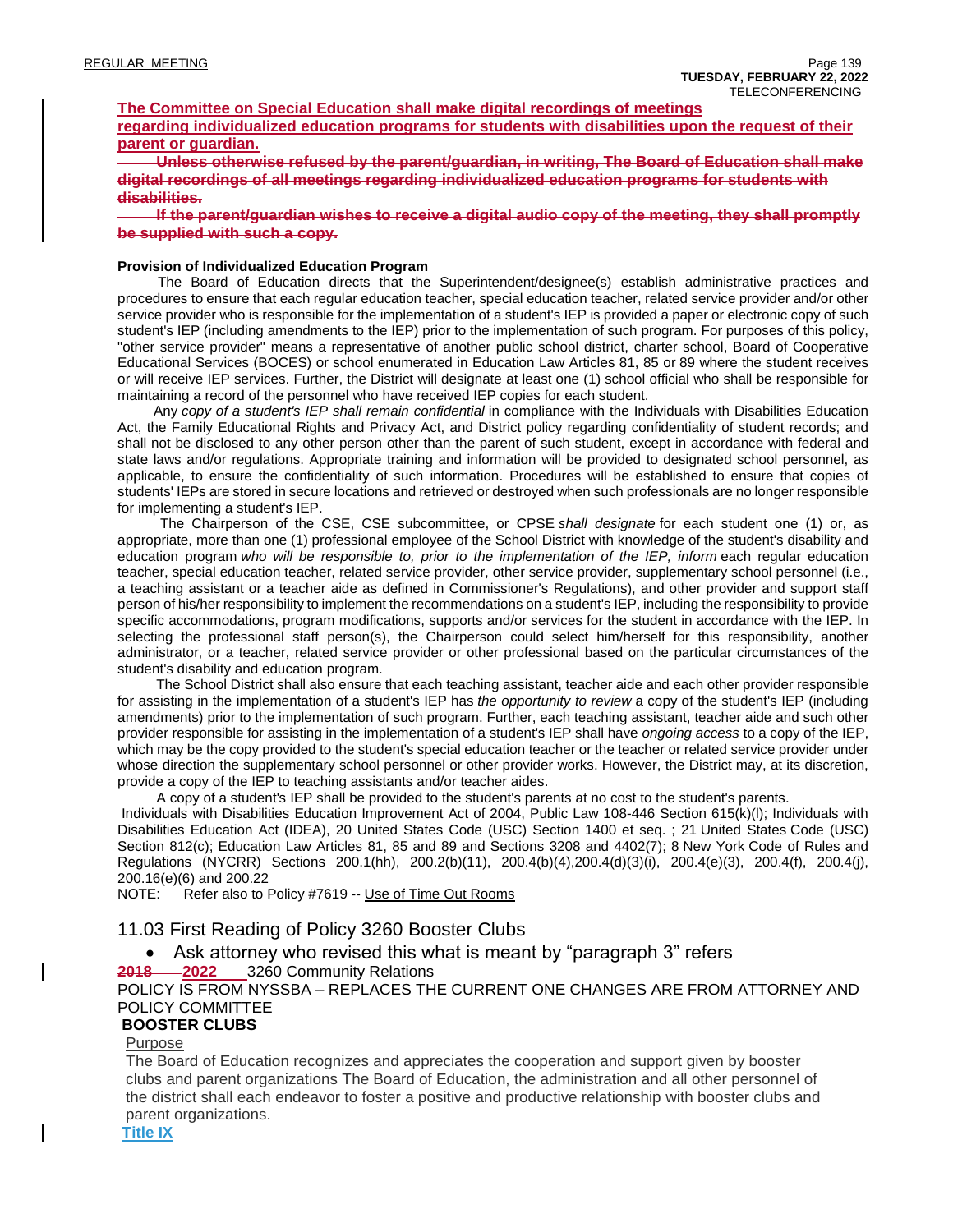**The Committee on Special Education shall make digital recordings of meetings regarding individualized education programs for students with disabilities upon the request of their parent or guardian.**

~~**Unless otherwise refused by the parent/guardian, in writing, The Board of Education shall make digital recordings of all meetings regarding individualized education programs for students with disabilities.**~~

~~**If the parent/guardian wishes to receive a digital audio copy of the meeting, they shall promptly be supplied with such a copy.**~~

**Provision of Individualized Education Program**

The Board of Education directs that the Superintendent/designee(s) establish administrative practices and procedures to ensure that each regular education teacher, special education teacher, related service provider and/or other service provider who is responsible for the implementation of a student's IEP is provided a paper or electronic copy of such student's IEP (including amendments to the IEP) prior to the implementation of such program. For purposes of this policy, "other service provider" means a representative of another public school district, charter school, Board of Cooperative Educational Services (BOCES) or school enumerated in Education Law Articles 81, 85 or 89 where the student receives or will receive IEP services. Further, the District will designate at least one (1) school official who shall be responsible for maintaining a record of the personnel who have received IEP copies for each student.

Any *copy of a student's IEP shall remain confidential* in compliance with the Individuals with Disabilities Education Act, the Family Educational Rights and Privacy Act, and District policy regarding confidentiality of student records; and shall not be disclosed to any other person other than the parent of such student, except in accordance with federal and state laws and/or regulations. Appropriate training and information will be provided to designated school personnel, as applicable, to ensure the confidentiality of such information. Procedures will be established to ensure that copies of students' IEPs are stored in secure locations and retrieved or destroyed when such professionals are no longer responsible for implementing a student's IEP.

The Chairperson of the CSE, CSE subcommittee, or CPSE *shall designate* for each student one (1) or, as appropriate, more than one (1) professional employee of the School District with knowledge of the student's disability and education program *who will be responsible to, prior to the implementation of the IEP, inform* each regular education teacher, special education teacher, related service provider, other service provider, supplementary school personnel (i.e., a teaching assistant or a teacher aide as defined in Commissioner's Regulations), and other provider and support staff person of his/her responsibility to implement the recommendations on a student's IEP, including the responsibility to provide specific accommodations, program modifications, supports and/or services for the student in accordance with the IEP. In selecting the professional staff person(s), the Chairperson could select him/herself for this responsibility, another administrator, or a teacher, related service provider or other professional based on the particular circumstances of the student's disability and education program.

The School District shall also ensure that each teaching assistant, teacher aide and each other provider responsible for assisting in the implementation of a student's IEP has *the opportunity to review* a copy of the student's IEP (including amendments) prior to the implementation of such program. Further, each teaching assistant, teacher aide and such other provider responsible for assisting in the implementation of a student's IEP shall have *ongoing access* to a copy of the IEP, which may be the copy provided to the student's special education teacher or the teacher or related service provider under whose direction the supplementary school personnel or other provider works. However, the District may, at its discretion, provide a copy of the IEP to teaching assistants and/or teacher aides.

A copy of a student's IEP shall be provided to the student's parents at no cost to the student's parents.

Individuals with Disabilities Education Improvement Act of 2004, Public Law 108-446 Section 615(k)(l); Individuals with Disabilities Education Act (IDEA), 20 United States Code (USC) Section 1400 et seq. ; 21 United States Code (USC) Section 812(c); Education Law Articles 81, 85 and 89 and Sections 3208 and 4402(7); 8 New York Code of Rules and Regulations (NYCRR) Sections 200.1(hh), 200.2(b)(11), 200.4(b)(4),200.4(d)(3)(i), 200.4(e)(3), 200.4(f), 200.4(j), 200.16(e)(6) and 200.22

NOTE: Refer also to Policy #7619 -- Use of Time Out Rooms

## 11.03 First Reading of Policy 3260 Booster Clubs

- Ask attorney who revised this what is meant by "paragraph 3" refers

~~**2018**~~ **2022** 3260 Community Relations

POLICY IS FROM NYSSBA – REPLACES THE CURRENT ONE CHANGES ARE FROM ATTORNEY AND POLICY COMMITTEE

**BOOSTER CLUBS**

Purpose

The Board of Education recognizes and appreciates the cooperation and support given by booster clubs and parent organizations The Board of Education, the administration and all other personnel of the district shall each endeavor to foster a positive and productive relationship with booster clubs and parent organizations.

**Title IX**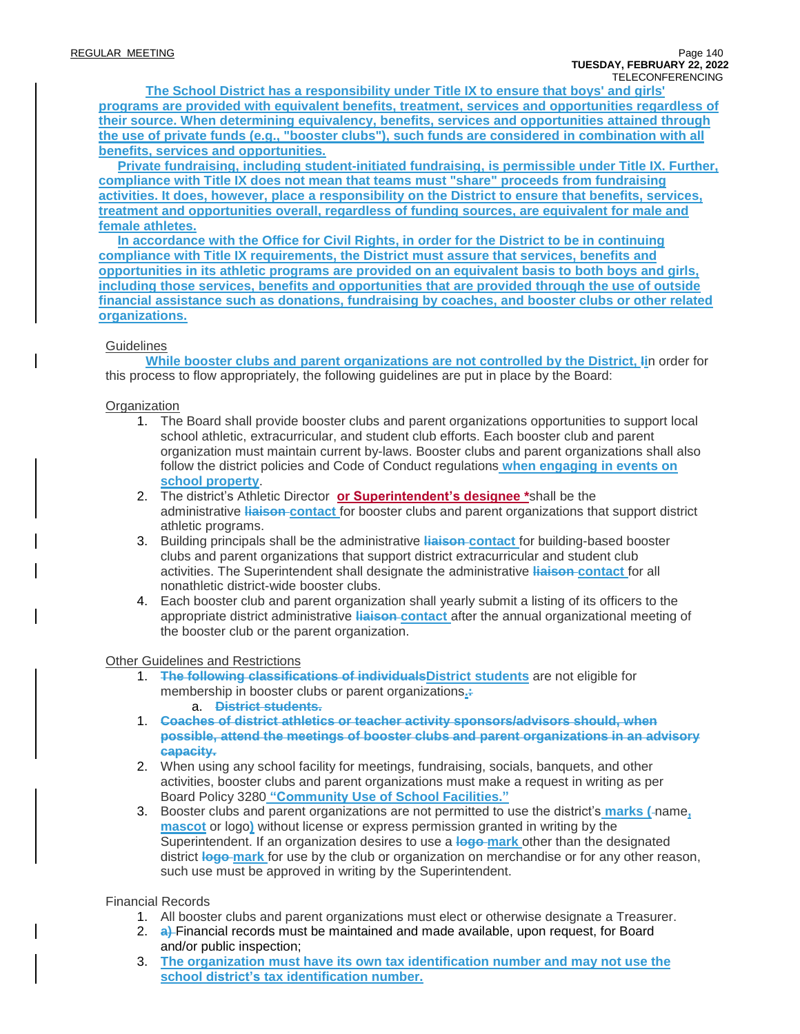The School District has a responsibility under Title IX to ensure that boys' and girls' programs are provided with equivalent benefits, treatment, services and opportunities regardless of their source. When determining equivalency, benefits, services and opportunities attained through the use of private funds (e.g., "booster clubs"), such funds are considered in combination with all benefits, services and opportunities.

Private fundraising, including student-initiated fundraising, is permissible under Title IX. Further, compliance with Title IX does not mean that teams must "share" proceeds from fundraising activities. It does, however, place a responsibility on the District to ensure that benefits, services, treatment and opportunities overall, regardless of funding sources, are equivalent for male and female athletes.

In accordance with the Office for Civil Rights, in order for the District to be in continuing compliance with Title IX requirements, the District must assure that services, benefits and opportunities in its athletic programs are provided on an equivalent basis to both boys and girls, including those services, benefits and opportunities that are provided through the use of outside financial assistance such as donations, fundraising by coaches, and booster clubs or other related organizations.

Guidelines

While booster clubs and parent organizations are not controlled by the District, ~~I~~in order for this process to flow appropriately, the following guidelines are put in place by the Board:

Organization

1. The Board shall provide booster clubs and parent organizations opportunities to support local school athletic, extracurricular, and student club efforts. Each booster club and parent organization must maintain current by-laws. Booster clubs and parent organizations shall also follow the district policies and Code of Conduct regulations when engaging in events on school property.
2. The district's Athletic Director **or Superintendent's designee** *shall be the administrative ~~liaison~~ contact for booster clubs and parent organizations that support district athletic programs.
3. Building principals shall be the administrative ~~liaison~~ contact for building-based booster clubs and parent organizations that support district extracurricular and student club activities. The Superintendent shall designate the administrative ~~liaison~~ contact for all nonathletic district-wide booster clubs.
4. Each booster club and parent organization shall yearly submit a listing of its officers to the appropriate district administrative ~~liaison~~ contact after the annual organizational meeting of the booster club or the parent organization.

Other Guidelines and Restrictions

1. ~~The following classifications of individuals~~District students are not eligible for membership in booster clubs or parent organizations.~~:~~
   a. ~~District students.~~
1. ~~Coaches of district athletics or teacher activity sponsors/advisors should, when possible, attend the meetings of booster clubs and parent organizations in an advisory capacity.~~
2. When using any school facility for meetings, fundraising, socials, banquets, and other activities, booster clubs and parent organizations must make a request in writing as per Board Policy 3280 "Community Use of School Facilities."
3. Booster clubs and parent organizations are not permitted to use the district's marks ( name, mascot or logo) without license or express permission granted in writing by the Superintendent. If an organization desires to use a ~~logo~~ mark other than the designated district ~~logo~~ mark for use by the club or organization on merchandise or for any other reason, such use must be approved in writing by the Superintendent.

Financial Records

1. All booster clubs and parent organizations must elect or otherwise designate a Treasurer.
2. ~~a)~~ Financial records must be maintained and made available, upon request, for Board and/or public inspection;
3. The organization must have its own tax identification number and may not use the school district's tax identification number.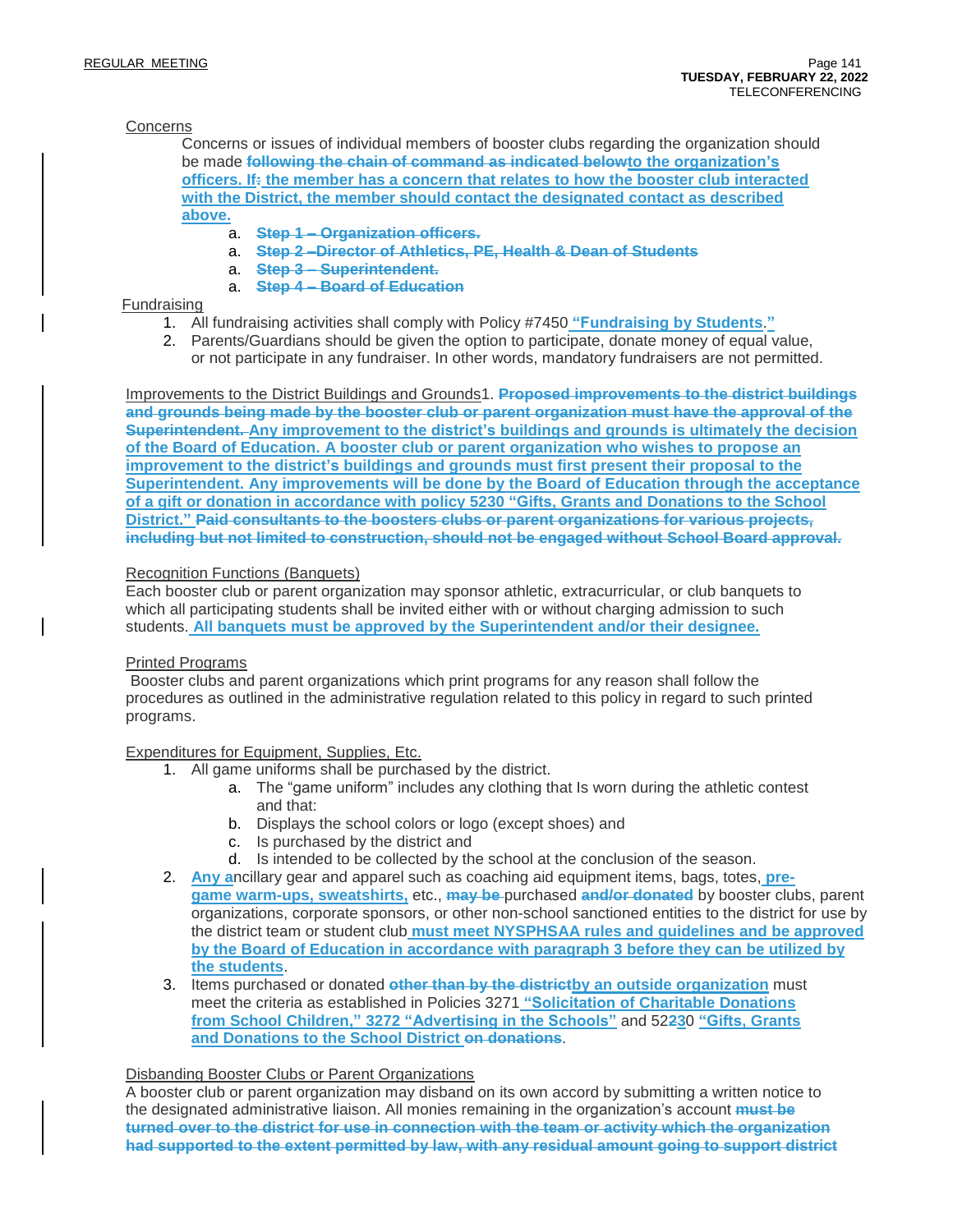Concerns

Concerns or issues of individual members of booster clubs regarding the organization should be made ~~following the chain of command as indicated below~~to the organization's officers. If~~:~~ the member has a concern that relates to how the booster club interacted with the District, the member should contact the designated contact as described above.

a. ~~Step 1 – Organization officers.~~
a. ~~Step 2 –Director of Athletics, PE, Health & Dean of Students~~
a. ~~Step 3 – Superintendent.~~
a. ~~Step 4 – Board of Education~~

Fundraising

1. All fundraising activities shall comply with Policy #7450 "Fundraising by Students."
2. Parents/Guardians should be given the option to participate, donate money of equal value, or not participate in any fundraiser. In other words, mandatory fundraisers are not permitted.

Improvements to the District Buildings and Grounds1. ~~Proposed improvements to the district buildings and grounds being made by the booster club or parent organization must have the approval of the Superintendent.~~ Any improvement to the district's buildings and grounds is ultimately the decision of the Board of Education. A booster club or parent organization who wishes to propose an improvement to the district's buildings and grounds must first present their proposal to the Superintendent. Any improvements will be done by the Board of Education through the acceptance of a gift or donation in accordance with policy 5230 "Gifts, Grants and Donations to the School District." ~~Paid consultants to the boosters clubs or parent organizations for various projects, including but not limited to construction, should not be engaged without School Board approval.~~

Recognition Functions (Banquets)

Each booster club or parent organization may sponsor athletic, extracurricular, or club banquets to which all participating students shall be invited either with or without charging admission to such students. All banquets must be approved by the Superintendent and/or their designee.

Printed Programs

Booster clubs and parent organizations which print programs for any reason shall follow the procedures as outlined in the administrative regulation related to this policy in regard to such printed programs.

Expenditures for Equipment, Supplies, Etc.

1. All game uniforms shall be purchased by the district.
   a. The "game uniform" includes any clothing that Is worn during the athletic contest and that:
   b. Displays the school colors or logo (except shoes) and
   c. Is purchased by the district and
   d. Is intended to be collected by the school at the conclusion of the season.
2. Any ancillary gear and apparel such as coaching aid equipment items, bags, totes, pre-game warm-ups, sweatshirts, etc., ~~may be~~ purchased ~~and/or donated~~ by booster clubs, parent organizations, corporate sponsors, or other non-school sanctioned entities to the district for use by the district team or student club must meet NYSPHSAA rules and guidelines and be approved by the Board of Education in accordance with paragraph 3 before they can be utilized by the students.
3. Items purchased or donated ~~other than by the district~~by an outside organization must meet the criteria as established in Policies 3271 "Solicitation of Charitable Donations from School Children," 3272 "Advertising in the Schools" and 52~~2~~30 "Gifts, Grants and Donations to the School District" ~~on donations~~.

Disbanding Booster Clubs or Parent Organizations

A booster club or parent organization may disband on its own accord by submitting a written notice to the designated administrative liaison. All monies remaining in the organization's account ~~must be turned over to the district for use in connection with the team or activity which the organization had supported to the extent permitted by law, with any residual amount going to support district~~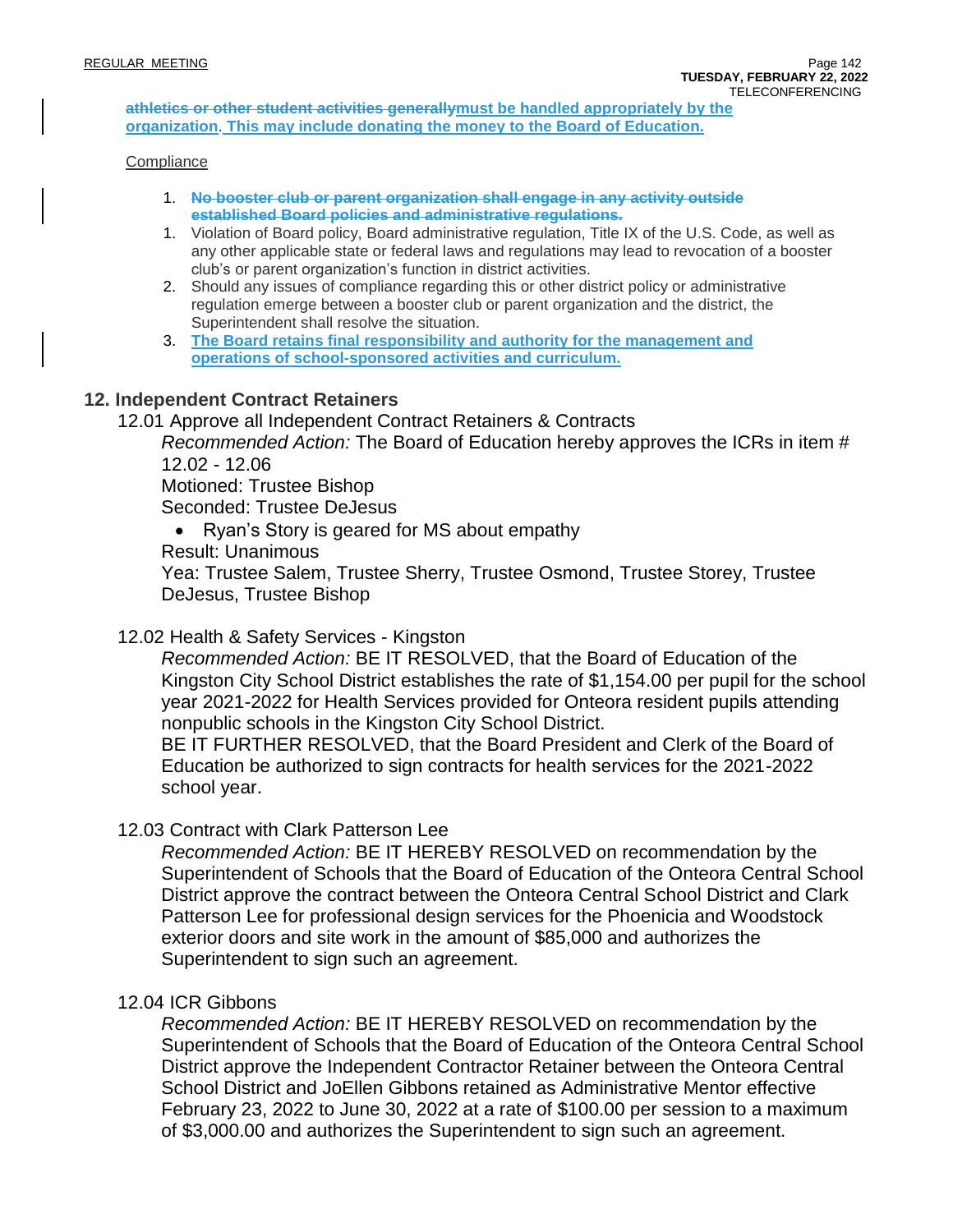~~athletics or other student activities generally~~**must be handled appropriately by the organization**. **This may include donating the money to the Board of Education.**

Compliance

1. ~~**No booster club or parent organization shall engage in any activity outside established Board policies and administrative regulations.**~~
1. Violation of Board policy, Board administrative regulation, Title IX of the U.S. Code, as well as any other applicable state or federal laws and regulations may lead to revocation of a booster club's or parent organization's function in district activities.
2. Should any issues of compliance regarding this or other district policy or administrative regulation emerge between a booster club or parent organization and the district, the Superintendent shall resolve the situation.
3. **The Board retains final responsibility and authority for the management and operations of school-sponsored activities and curriculum.**

## 12. Independent Contract Retainers

12.01 Approve all Independent Contract Retainers & Contracts

*Recommended Action:* The Board of Education hereby approves the ICRs in item # 12.02 - 12.06

Motioned: Trustee Bishop

Seconded: Trustee DeJesus

- Ryan's Story is geared for MS about empathy

Result: Unanimous

Yea: Trustee Salem, Trustee Sherry, Trustee Osmond, Trustee Storey, Trustee DeJesus, Trustee Bishop

12.02 Health & Safety Services - Kingston

*Recommended Action:* BE IT RESOLVED, that the Board of Education of the Kingston City School District establishes the rate of $1,154.00 per pupil for the school year 2021-2022 for Health Services provided for Onteora resident pupils attending nonpublic schools in the Kingston City School District.

BE IT FURTHER RESOLVED, that the Board President and Clerk of the Board of Education be authorized to sign contracts for health services for the 2021-2022 school year.

12.03 Contract with Clark Patterson Lee

*Recommended Action:* BE IT HEREBY RESOLVED on recommendation by the Superintendent of Schools that the Board of Education of the Onteora Central School District approve the contract between the Onteora Central School District and Clark Patterson Lee for professional design services for the Phoenicia and Woodstock exterior doors and site work in the amount of $85,000 and authorizes the Superintendent to sign such an agreement.

12.04 ICR Gibbons

*Recommended Action:* BE IT HEREBY RESOLVED on recommendation by the Superintendent of Schools that the Board of Education of the Onteora Central School District approve the Independent Contractor Retainer between the Onteora Central School District and JoEllen Gibbons retained as Administrative Mentor effective February 23, 2022 to June 30, 2022 at a rate of $100.00 per session to a maximum of $3,000.00 and authorizes the Superintendent to sign such an agreement.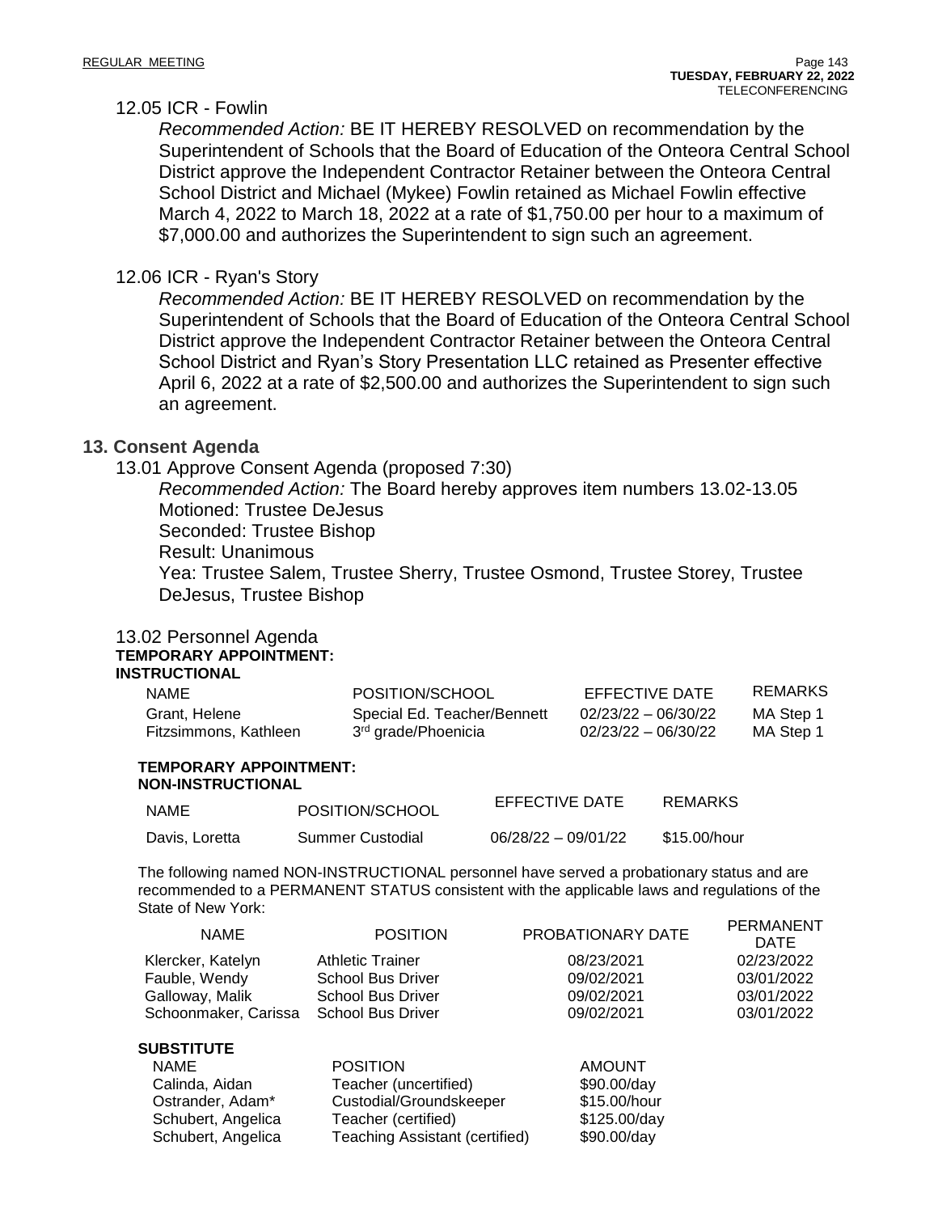12.05 ICR - Fowlin

*Recommended Action:* BE IT HEREBY RESOLVED on recommendation by the Superintendent of Schools that the Board of Education of the Onteora Central School District approve the Independent Contractor Retainer between the Onteora Central School District and Michael (Mykee) Fowlin retained as Michael Fowlin effective March 4, 2022 to March 18, 2022 at a rate of $1,750.00 per hour to a maximum of $7,000.00 and authorizes the Superintendent to sign such an agreement.

12.06 ICR - Ryan's Story

*Recommended Action:* BE IT HEREBY RESOLVED on recommendation by the Superintendent of Schools that the Board of Education of the Onteora Central School District approve the Independent Contractor Retainer between the Onteora Central School District and Ryan's Story Presentation LLC retained as Presenter effective April 6, 2022 at a rate of $2,500.00 and authorizes the Superintendent to sign such an agreement.

## 13. Consent Agenda

13.01 Approve Consent Agenda (proposed 7:30)

*Recommended Action:* The Board hereby approves item numbers 13.02-13.05
Motioned: Trustee DeJesus
Seconded: Trustee Bishop
Result: Unanimous
Yea: Trustee Salem, Trustee Sherry, Trustee Osmond, Trustee Storey, Trustee DeJesus, Trustee Bishop

13.02 Personnel Agenda

**TEMPORARY APPOINTMENT:**
**INSTRUCTIONAL**

| NAME | POSITION/SCHOOL | EFFECTIVE DATE | REMARKS |
|---|---|---|---|
| Grant, Helene | Special Ed. Teacher/Bennett | 02/23/22 – 06/30/22 | MA Step 1 |
| Fitzsimmons, Kathleen | 3rd grade/Phoenicia | 02/23/22 – 06/30/22 | MA Step 1 |

**TEMPORARY APPOINTMENT:**
**NON-INSTRUCTIONAL**

| NAME | POSITION/SCHOOL | EFFECTIVE DATE | REMARKS |
|---|---|---|---|
| Davis, Loretta | Summer Custodial | 06/28/22 – 09/01/22 | $15.00/hour |

The following named NON-INSTRUCTIONAL personnel have served a probationary status and are recommended to a PERMANENT STATUS consistent with the applicable laws and regulations of the State of New York:

| NAME | POSITION | PROBATIONARY DATE | PERMANENT DATE |
|---|---|---|---|
| Klercker, Katelyn | Athletic Trainer | 08/23/2021 | 02/23/2022 |
| Fauble, Wendy | School Bus Driver | 09/02/2021 | 03/01/2022 |
| Galloway, Malik | School Bus Driver | 09/02/2021 | 03/01/2022 |
| Schoonmaker, Carissa | School Bus Driver | 09/02/2021 | 03/01/2022 |

**SUBSTITUTE**

| NAME | POSITION | AMOUNT |
|---|---|---|
| Calinda, Aidan | Teacher (uncertified) | $90.00/day |
| Ostrander, Adam* | Custodial/Groundskeeper | $15.00/hour |
| Schubert, Angelica | Teacher (certified) | $125.00/day |
| Schubert, Angelica | Teaching Assistant (certified) | $90.00/day |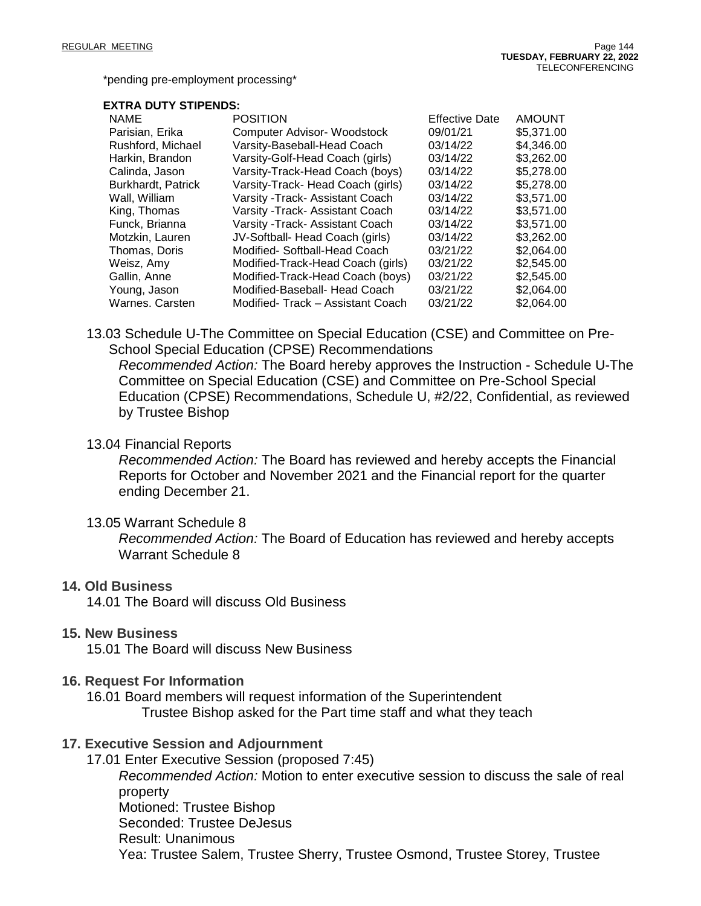*pending pre-employment processing*

**EXTRA DUTY STIPENDS:**

| NAME | POSITION | Effective Date | AMOUNT |
|---|---|---|---|
| Parisian, Erika | Computer Advisor- Woodstock | 09/01/21 | $5,371.00 |
| Rushford, Michael | Varsity-Baseball-Head Coach | 03/14/22 | $4,346.00 |
| Harkin, Brandon | Varsity-Golf-Head Coach (girls) | 03/14/22 | $3,262.00 |
| Calinda, Jason | Varsity-Track-Head Coach (boys) | 03/14/22 | $5,278.00 |
| Burkhardt, Patrick | Varsity-Track- Head Coach (girls) | 03/14/22 | $5,278.00 |
| Wall, William | Varsity -Track- Assistant Coach | 03/14/22 | $3,571.00 |
| King, Thomas | Varsity -Track- Assistant Coach | 03/14/22 | $3,571.00 |
| Funck, Brianna | Varsity -Track- Assistant Coach | 03/14/22 | $3,571.00 |
| Motzkin, Lauren | JV-Softball- Head Coach (girls) | 03/14/22 | $3,262.00 |
| Thomas, Doris | Modified- Softball-Head Coach | 03/21/22 | $2,064.00 |
| Weisz, Amy | Modified-Track-Head Coach (girls) | 03/21/22 | $2,545.00 |
| Gallin, Anne | Modified-Track-Head Coach (boys) | 03/21/22 | $2,545.00 |
| Young, Jason | Modified-Baseball- Head Coach | 03/21/22 | $2,064.00 |
| Warnes. Carsten | Modified- Track – Assistant Coach | 03/21/22 | $2,064.00 |

13.03 Schedule U-The Committee on Special Education (CSE) and Committee on Pre-School Special Education (CPSE) Recommendations

*Recommended Action:* The Board hereby approves the Instruction - Schedule U-The Committee on Special Education (CSE) and Committee on Pre-School Special Education (CPSE) Recommendations, Schedule U, #2/22, Confidential, as reviewed by Trustee Bishop

13.04 Financial Reports

*Recommended Action:* The Board has reviewed and hereby accepts the Financial Reports for October and November 2021 and the Financial report for the quarter ending December 21.

13.05 Warrant Schedule 8

*Recommended Action:* The Board of Education has reviewed and hereby accepts Warrant Schedule 8

**14. Old Business**

14.01 The Board will discuss Old Business

**15. New Business**

15.01 The Board will discuss New Business

**16. Request For Information**

16.01 Board members will request information of the Superintendent

Trustee Bishop asked for the Part time staff and what they teach

**17. Executive Session and Adjournment**

17.01 Enter Executive Session (proposed 7:45)

*Recommended Action:* Motion to enter executive session to discuss the sale of real property

Motioned: Trustee Bishop

Seconded: Trustee DeJesus

Result: Unanimous

Yea: Trustee Salem, Trustee Sherry, Trustee Osmond, Trustee Storey, Trustee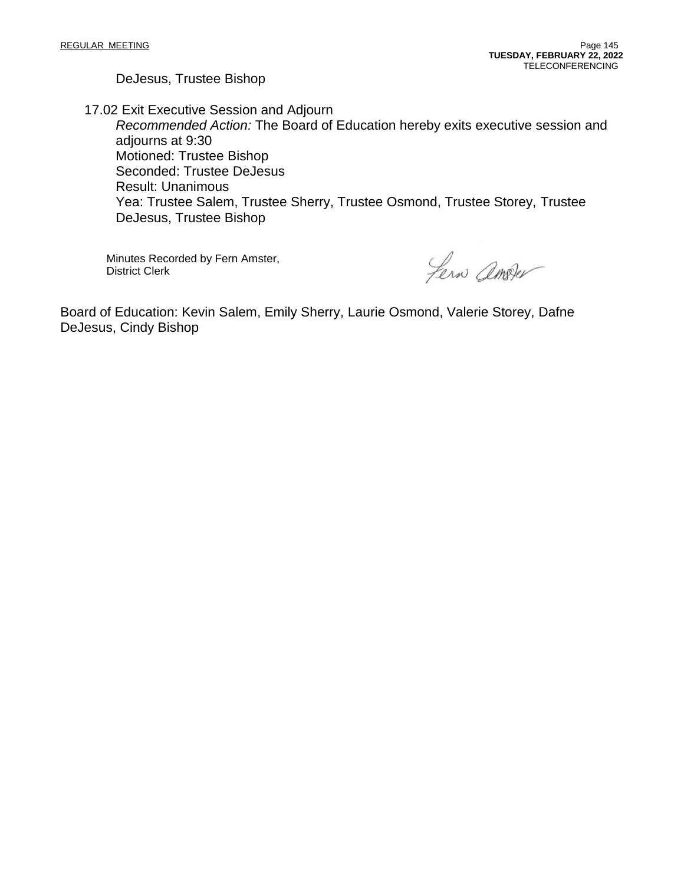DeJesus, Trustee Bishop

17.02 Exit Executive Session and Adjourn

*Recommended Action:* The Board of Education hereby exits executive session and adjourns at 9:30
Motioned: Trustee Bishop
Seconded: Trustee DeJesus
Result: Unanimous
Yea: Trustee Salem, Trustee Sherry, Trustee Osmond, Trustee Storey, Trustee DeJesus, Trustee Bishop

Minutes Recorded by Fern Amster,
District Clerk

Fern Amster

Board of Education: Kevin Salem, Emily Sherry, Laurie Osmond, Valerie Storey, Dafne DeJesus, Cindy Bishop